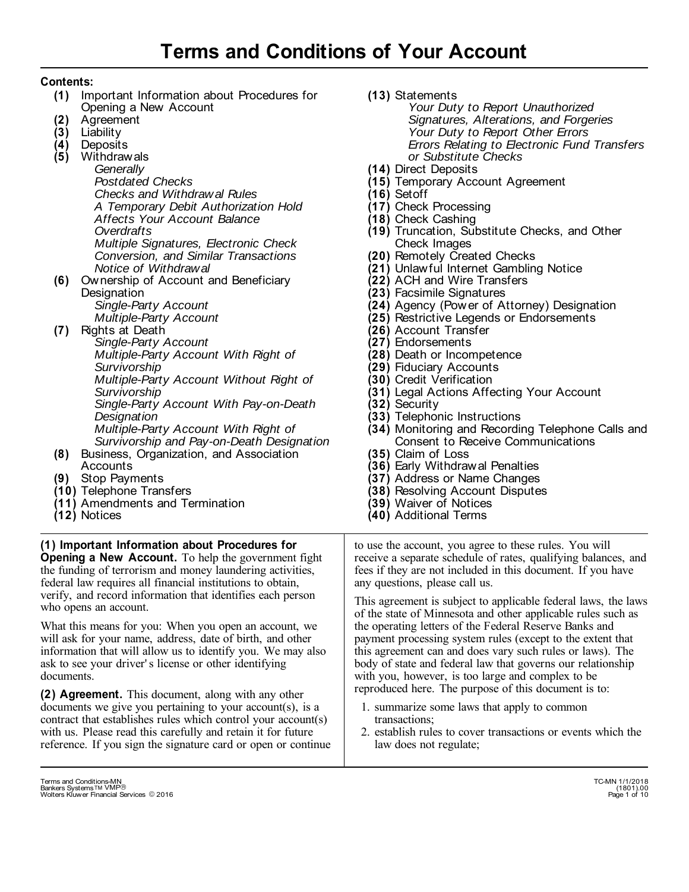# Terms and Conditions of Your Account

**Contents:**

- **(1)** Important Information about Procedures for Opening a New Account
- **(2)** Agreement
- **(3)** Liability
- **(4)** Deposits
- **(5)** Withdrawals
  - *Generally*
  - *Postdated Checks*
  - *Checks and Withdrawal Rules*
  - *A Temporary Debit Authorization Hold Affects Your Account Balance*
  - *Overdrafts*
  - *Multiple Signatures, Electronic Check Conversion, and Similar Transactions*
  - *Notice of Withdrawal*
- **(6)** Ownership of Account and Beneficiary Designation
  - *Single-Party Account*
  - *Multiple-Party Account*
- **(7)** Rights at Death
  - *Single-Party Account*
  - *Multiple-Party Account With Right of Survivorship*
  - *Multiple-Party Account Without Right of Survivorship*
  - *Single-Party Account With Pay-on-Death Designation*
  - *Multiple-Party Account With Right of Survivorship and Pay-on-Death Designation*
- **(8)** Business, Organization, and Association Accounts
- **(9)** Stop Payments
- **(10)** Telephone Transfers
- **(11)** Amendments and Termination
- **(12)** Notices
- **(13)** Statements
  - *Your Duty to Report Unauthorized Signatures, Alterations, and Forgeries*
  - *Your Duty to Report Other Errors*
  - *Errors Relating to Electronic Fund Transfers or Substitute Checks*
- **(14)** Direct Deposits
- **(15)** Temporary Account Agreement
- **(16)** Setoff
- **(17)** Check Processing
- **(18)** Check Cashing
- **(19)** Truncation, Substitute Checks, and Other Check Images
- **(20)** Remotely Created Checks
- **(21)** Unlawful Internet Gambling Notice
- **(22)** ACH and Wire Transfers
- **(23)** Facsimile Signatures
- **(24)** Agency (Power of Attorney) Designation
- **(25)** Restrictive Legends or Endorsements
- **(26)** Account Transfer
- **(27)** Endorsements
- **(28)** Death or Incompetence
- **(29)** Fiduciary Accounts
- **(30)** Credit Verification
- **(31)** Legal Actions Affecting Your Account
- **(32)** Security
- **(33)** Telephonic Instructions
- **(34)** Monitoring and Recording Telephone Calls and Consent to Receive Communications
- **(35)** Claim of Loss
- **(36)** Early Withdrawal Penalties
- **(37)** Address or Name Changes
- **(38)** Resolving Account Disputes
- **(39)** Waiver of Notices
- **(40)** Additional Terms

**(1) Important Information about Procedures for Opening a New Account.** To help the government fight the funding of terrorism and money laundering activities, federal law requires all financial institutions to obtain, verify, and record information that identifies each person who opens an account.

What this means for you: When you open an account, we will ask for your name, address, date of birth, and other information that will allow us to identify you. We may also ask to see your driver's license or other identifying documents.

**(2) Agreement.** This document, along with any other documents we give you pertaining to your account(s), is a contract that establishes rules which control your account(s) with us. Please read this carefully and retain it for future reference. If you sign the signature card or open or continue to use the account, you agree to these rules. You will receive a separate schedule of rates, qualifying balances, and fees if they are not included in this document. If you have any questions, please call us.

This agreement is subject to applicable federal laws, the laws of the state of Minnesota and other applicable rules such as the operating letters of the Federal Reserve Banks and payment processing system rules (except to the extent that this agreement can and does vary such rules or laws). The body of state and federal law that governs our relationship with you, however, is too large and complex to be reproduced here. The purpose of this document is to:

1. summarize some laws that apply to common transactions;
2. establish rules to cover transactions or events which the law does not regulate;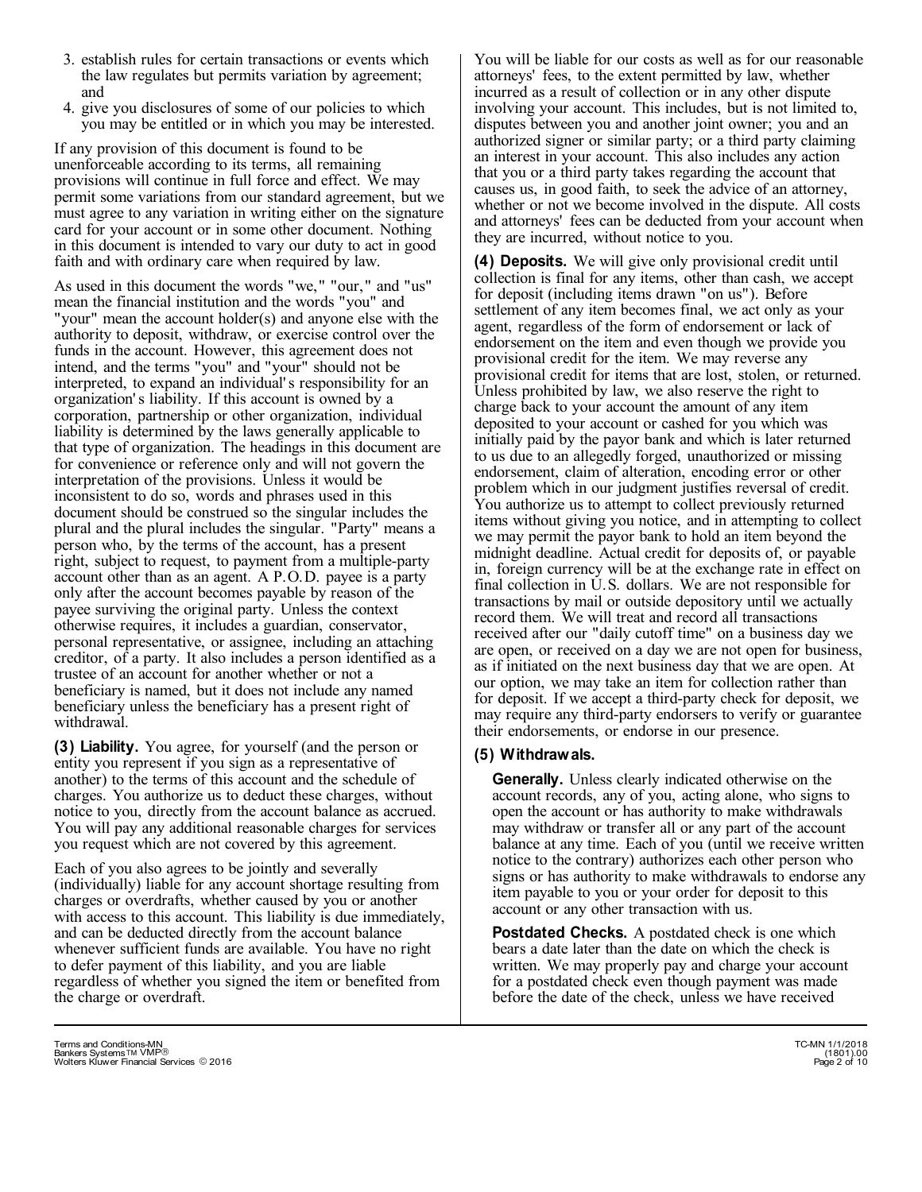3. establish rules for certain transactions or events which the law regulates but permits variation by agreement; and
4. give you disclosures of some of our policies to which you may be entitled or in which you may be interested.

If any provision of this document is found to be unenforceable according to its terms, all remaining provisions will continue in full force and effect. We may permit some variations from our standard agreement, but we must agree to any variation in writing either on the signature card for your account or in some other document. Nothing in this document is intended to vary our duty to act in good faith and with ordinary care when required by law.

As used in this document the words "we," "our," and "us" mean the financial institution and the words "you" and "your" mean the account holder(s) and anyone else with the authority to deposit, withdraw, or exercise control over the funds in the account. However, this agreement does not intend, and the terms "you" and "your" should not be interpreted, to expand an individual's responsibility for an organization's liability. If this account is owned by a corporation, partnership or other organization, individual liability is determined by the laws generally applicable to that type of organization. The headings in this document are for convenience or reference only and will not govern the interpretation of the provisions. Unless it would be inconsistent to do so, words and phrases used in this document should be construed so the singular includes the plural and the plural includes the singular. "Party" means a person who, by the terms of the account, has a present right, subject to request, to payment from a multiple-party account other than as an agent. A P.O.D. payee is a party only after the account becomes payable by reason of the payee surviving the original party. Unless the context otherwise requires, it includes a guardian, conservator, personal representative, or assignee, including an attaching creditor, of a party. It also includes a person identified as a trustee of an account for another whether or not a beneficiary is named, but it does not include any named beneficiary unless the beneficiary has a present right of withdrawal.

**(3) Liability.** You agree, for yourself (and the person or entity you represent if you sign as a representative of another) to the terms of this account and the schedule of charges. You authorize us to deduct these charges, without notice to you, directly from the account balance as accrued. You will pay any additional reasonable charges for services you request which are not covered by this agreement.

Each of you also agrees to be jointly and severally (individually) liable for any account shortage resulting from charges or overdrafts, whether caused by you or another with access to this account. This liability is due immediately, and can be deducted directly from the account balance whenever sufficient funds are available. You have no right to defer payment of this liability, and you are liable regardless of whether you signed the item or benefited from the charge or overdraft.

You will be liable for our costs as well as for our reasonable attorneys' fees, to the extent permitted by law, whether incurred as a result of collection or in any other dispute involving your account. This includes, but is not limited to, disputes between you and another joint owner; you and an authorized signer or similar party; or a third party claiming an interest in your account. This also includes any action that you or a third party takes regarding the account that causes us, in good faith, to seek the advice of an attorney, whether or not we become involved in the dispute. All costs and attorneys' fees can be deducted from your account when they are incurred, without notice to you.

**(4) Deposits.** We will give only provisional credit until collection is final for any items, other than cash, we accept for deposit (including items drawn "on us"). Before settlement of any item becomes final, we act only as your agent, regardless of the form of endorsement or lack of endorsement on the item and even though we provide you provisional credit for the item. We may reverse any provisional credit for items that are lost, stolen, or returned. Unless prohibited by law, we also reserve the right to charge back to your account the amount of any item deposited to your account or cashed for you which was initially paid by the payor bank and which is later returned to us due to an allegedly forged, unauthorized or missing endorsement, claim of alteration, encoding error or other problem which in our judgment justifies reversal of credit. You authorize us to attempt to collect previously returned items without giving you notice, and in attempting to collect we may permit the payor bank to hold an item beyond the midnight deadline. Actual credit for deposits of, or payable in, foreign currency will be at the exchange rate in effect on final collection in U.S. dollars. We are not responsible for transactions by mail or outside depository until we actually record them. We will treat and record all transactions received after our "daily cutoff time" on a business day we are open, or received on a day we are not open for business, as if initiated on the next business day that we are open. At our option, we may take an item for collection rather than for deposit. If we accept a third-party check for deposit, we may require any third-party endorsers to verify or guarantee their endorsements, or endorse in our presence.

**(5) Withdrawals.**

**Generally.** Unless clearly indicated otherwise on the account records, any of you, acting alone, who signs to open the account or has authority to make withdrawals may withdraw or transfer all or any part of the account balance at any time. Each of you (until we receive written notice to the contrary) authorizes each other person who signs or has authority to make withdrawals to endorse any item payable to you or your order for deposit to this account or any other transaction with us.

**Postdated Checks.** A postdated check is one which bears a date later than the date on which the check is written. We may properly pay and charge your account for a postdated check even though payment was made before the date of the check, unless we have received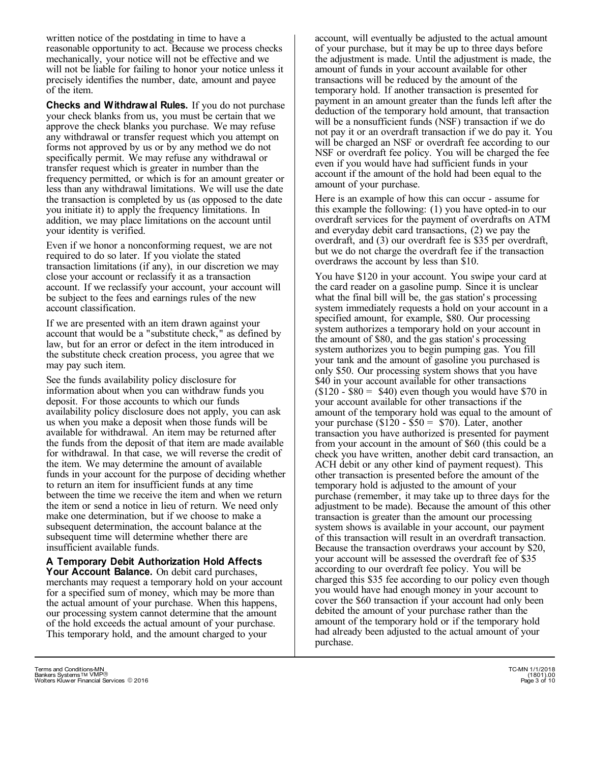written notice of the postdating in time to have a reasonable opportunity to act. Because we process checks mechanically, your notice will not be effective and we will not be liable for failing to honor your notice unless it precisely identifies the number, date, amount and payee of the item.

**Checks and Withdrawal Rules.** If you do not purchase your check blanks from us, you must be certain that we approve the check blanks you purchase. We may refuse any withdrawal or transfer request which you attempt on forms not approved by us or by any method we do not specifically permit. We may refuse any withdrawal or transfer request which is greater in number than the frequency permitted, or which is for an amount greater or less than any withdrawal limitations. We will use the date the transaction is completed by us (as opposed to the date you initiate it) to apply the frequency limitations. In addition, we may place limitations on the account until your identity is verified.

Even if we honor a nonconforming request, we are not required to do so later. If you violate the stated transaction limitations (if any), in our discretion we may close your account or reclassify it as a transaction account. If we reclassify your account, your account will be subject to the fees and earnings rules of the new account classification.

If we are presented with an item drawn against your account that would be a "substitute check," as defined by law, but for an error or defect in the item introduced in the substitute check creation process, you agree that we may pay such item.

See the funds availability policy disclosure for information about when you can withdraw funds you deposit. For those accounts to which our funds availability policy disclosure does not apply, you can ask us when you make a deposit when those funds will be available for withdrawal. An item may be returned after the funds from the deposit of that item are made available for withdrawal. In that case, we will reverse the credit of the item. We may determine the amount of available funds in your account for the purpose of deciding whether to return an item for insufficient funds at any time between the time we receive the item and when we return the item or send a notice in lieu of return. We need only make one determination, but if we choose to make a subsequent determination, the account balance at the subsequent time will determine whether there are insufficient available funds.

**A Temporary Debit Authorization Hold Affects Your Account Balance.** On debit card purchases, merchants may request a temporary hold on your account for a specified sum of money, which may be more than the actual amount of your purchase. When this happens, our processing system cannot determine that the amount of the hold exceeds the actual amount of your purchase. This temporary hold, and the amount charged to your account, will eventually be adjusted to the actual amount of your purchase, but it may be up to three days before the adjustment is made. Until the adjustment is made, the amount of funds in your account available for other transactions will be reduced by the amount of the temporary hold. If another transaction is presented for payment in an amount greater than the funds left after the deduction of the temporary hold amount, that transaction will be a nonsufficient funds (NSF) transaction if we do not pay it or an overdraft transaction if we do pay it. You will be charged an NSF or overdraft fee according to our NSF or overdraft fee policy. You will be charged the fee even if you would have had sufficient funds in your account if the amount of the hold had been equal to the amount of your purchase.

Here is an example of how this can occur - assume for this example the following: (1) you have opted-in to our overdraft services for the payment of overdrafts on ATM and everyday debit card transactions, (2) we pay the overdraft, and (3) our overdraft fee is $35 per overdraft, but we do not charge the overdraft fee if the transaction overdraws the account by less than $10.

You have $120 in your account. You swipe your card at the card reader on a gasoline pump. Since it is unclear what the final bill will be, the gas station's processing system immediately requests a hold on your account in a specified amount, for example, $80. Our processing system authorizes a temporary hold on your account in the amount of $80, and the gas station's processing system authorizes you to begin pumping gas. You fill your tank and the amount of gasoline you purchased is only $50. Our processing system shows that you have $40 in your account available for other transactions ($120 - $80 = $40) even though you would have $70 in your account available for other transactions if the amount of the temporary hold was equal to the amount of your purchase ($120 - $50 = $70). Later, another transaction you have authorized is presented for payment from your account in the amount of $60 (this could be a check you have written, another debit card transaction, an ACH debit or any other kind of payment request). This other transaction is presented before the amount of the temporary hold is adjusted to the amount of your purchase (remember, it may take up to three days for the adjustment to be made). Because the amount of this other transaction is greater than the amount our processing system shows is available in your account, our payment of this transaction will result in an overdraft transaction. Because the transaction overdraws your account by $20, your account will be assessed the overdraft fee of $35 according to our overdraft fee policy. You will be charged this $35 fee according to our policy even though you would have had enough money in your account to cover the $60 transaction if your account had only been debited the amount of your purchase rather than the amount of the temporary hold or if the temporary hold had already been adjusted to the actual amount of your purchase.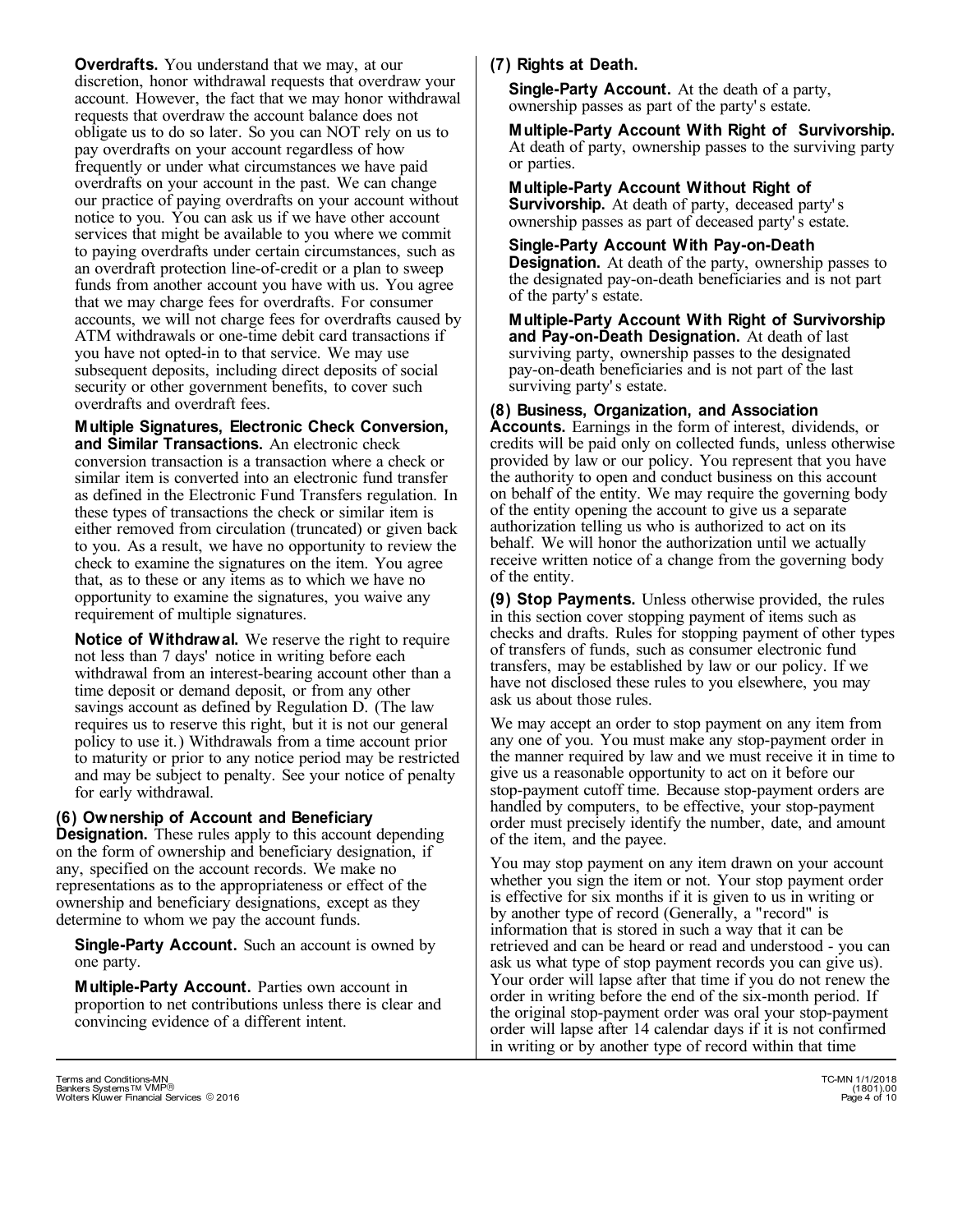**Overdrafts.** You understand that we may, at our discretion, honor withdrawal requests that overdraw your account. However, the fact that we may honor withdrawal requests that overdraw the account balance does not obligate us to do so later. So you can NOT rely on us to pay overdrafts on your account regardless of how frequently or under what circumstances we have paid overdrafts on your account in the past. We can change our practice of paying overdrafts on your account without notice to you. You can ask us if we have other account services that might be available to you where we commit to paying overdrafts under certain circumstances, such as an overdraft protection line-of-credit or a plan to sweep funds from another account you have with us. You agree that we may charge fees for overdrafts. For consumer accounts, we will not charge fees for overdrafts caused by ATM withdrawals or one-time debit card transactions if you have not opted-in to that service. We may use subsequent deposits, including direct deposits of social security or other government benefits, to cover such overdrafts and overdraft fees.

**Multiple Signatures, Electronic Check Conversion, and Similar Transactions.** An electronic check conversion transaction is a transaction where a check or similar item is converted into an electronic fund transfer as defined in the Electronic Fund Transfers regulation. In these types of transactions the check or similar item is either removed from circulation (truncated) or given back to you. As a result, we have no opportunity to review the check to examine the signatures on the item. You agree that, as to these or any items as to which we have no opportunity to examine the signatures, you waive any requirement of multiple signatures.

**Notice of Withdrawal.** We reserve the right to require not less than 7 days' notice in writing before each withdrawal from an interest-bearing account other than a time deposit or demand deposit, or from any other savings account as defined by Regulation D. (The law requires us to reserve this right, but it is not our general policy to use it.) Withdrawals from a time account prior to maturity or prior to any notice period may be restricted and may be subject to penalty. See your notice of penalty for early withdrawal.

**(6) Ownership of Account and Beneficiary Designation.** These rules apply to this account depending on the form of ownership and beneficiary designation, if any, specified on the account records. We make no representations as to the appropriateness or effect of the ownership and beneficiary designations, except as they determine to whom we pay the account funds.

**Single-Party Account.** Such an account is owned by one party.

**Multiple-Party Account.** Parties own account in proportion to net contributions unless there is clear and convincing evidence of a different intent.

**(7) Rights at Death.**

**Single-Party Account.** At the death of a party, ownership passes as part of the party's estate.

**Multiple-Party Account With Right of Survivorship.** At death of party, ownership passes to the surviving party or parties.

**Multiple-Party Account Without Right of Survivorship.** At death of party, deceased party's ownership passes as part of deceased party's estate.

**Single-Party Account With Pay-on-Death Designation.** At death of the party, ownership passes to the designated pay-on-death beneficiaries and is not part of the party's estate.

**Multiple-Party Account With Right of Survivorship and Pay-on-Death Designation.** At death of last surviving party, ownership passes to the designated pay-on-death beneficiaries and is not part of the last surviving party's estate.

**(8) Business, Organization, and Association Accounts.** Earnings in the form of interest, dividends, or credits will be paid only on collected funds, unless otherwise provided by law or our policy. You represent that you have the authority to open and conduct business on this account on behalf of the entity. We may require the governing body of the entity opening the account to give us a separate authorization telling us who is authorized to act on its behalf. We will honor the authorization until we actually receive written notice of a change from the governing body of the entity.

**(9) Stop Payments.** Unless otherwise provided, the rules in this section cover stopping payment of items such as checks and drafts. Rules for stopping payment of other types of transfers of funds, such as consumer electronic fund transfers, may be established by law or our policy. If we have not disclosed these rules to you elsewhere, you may ask us about those rules.

We may accept an order to stop payment on any item from any one of you. You must make any stop-payment order in the manner required by law and we must receive it in time to give us a reasonable opportunity to act on it before our stop-payment cutoff time. Because stop-payment orders are handled by computers, to be effective, your stop-payment order must precisely identify the number, date, and amount of the item, and the payee.

You may stop payment on any item drawn on your account whether you sign the item or not. Your stop payment order is effective for six months if it is given to us in writing or by another type of record (Generally, a "record" is information that is stored in such a way that it can be retrieved and can be heard or read and understood - you can ask us what type of stop payment records you can give us). Your order will lapse after that time if you do not renew the order in writing before the end of the six-month period. If the original stop-payment order was oral your stop-payment order will lapse after 14 calendar days if it is not confirmed in writing or by another type of record within that time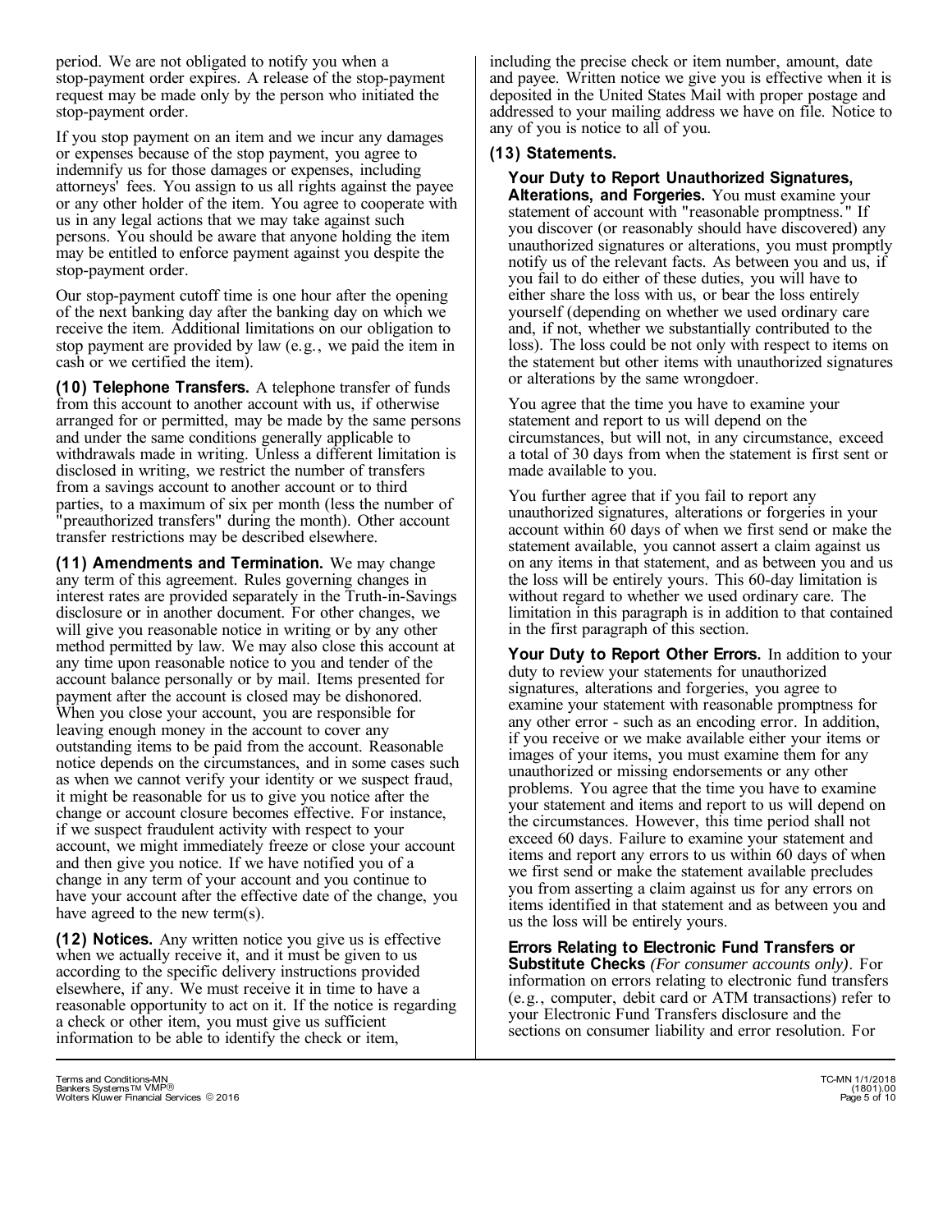period. We are not obligated to notify you when a stop-payment order expires. A release of the stop-payment request may be made only by the person who initiated the stop-payment order.

If you stop payment on an item and we incur any damages or expenses because of the stop payment, you agree to indemnify us for those damages or expenses, including attorneys' fees. You assign to us all rights against the payee or any other holder of the item. You agree to cooperate with us in any legal actions that we may take against such persons. You should be aware that anyone holding the item may be entitled to enforce payment against you despite the stop-payment order.

Our stop-payment cutoff time is one hour after the opening of the next banking day after the banking day on which we receive the item. Additional limitations on our obligation to stop payment are provided by law (e.g., we paid the item in cash or we certified the item).

**(10) Telephone Transfers.** A telephone transfer of funds from this account to another account with us, if otherwise arranged for or permitted, may be made by the same persons and under the same conditions generally applicable to withdrawals made in writing. Unless a different limitation is disclosed in writing, we restrict the number of transfers from a savings account to another account or to third parties, to a maximum of six per month (less the number of "preauthorized transfers" during the month). Other account transfer restrictions may be described elsewhere.

**(11) Amendments and Termination.** We may change any term of this agreement. Rules governing changes in interest rates are provided separately in the Truth-in-Savings disclosure or in another document. For other changes, we will give you reasonable notice in writing or by any other method permitted by law. We may also close this account at any time upon reasonable notice to you and tender of the account balance personally or by mail. Items presented for payment after the account is closed may be dishonored. When you close your account, you are responsible for leaving enough money in the account to cover any outstanding items to be paid from the account. Reasonable notice depends on the circumstances, and in some cases such as when we cannot verify your identity or we suspect fraud, it might be reasonable for us to give you notice after the change or account closure becomes effective. For instance, if we suspect fraudulent activity with respect to your account, we might immediately freeze or close your account and then give you notice. If we have notified you of a change in any term of your account and you continue to have your account after the effective date of the change, you have agreed to the new term(s).

**(12) Notices.** Any written notice you give us is effective when we actually receive it, and it must be given to us according to the specific delivery instructions provided elsewhere, if any. We must receive it in time to have a reasonable opportunity to act on it. If the notice is regarding a check or other item, you must give us sufficient information to be able to identify the check or item, including the precise check or item number, amount, date and payee. Written notice we give you is effective when it is deposited in the United States Mail with proper postage and addressed to your mailing address we have on file. Notice to any of you is notice to all of you.

**(13) Statements.**

**Your Duty to Report Unauthorized Signatures, Alterations, and Forgeries.** You must examine your statement of account with "reasonable promptness." If you discover (or reasonably should have discovered) any unauthorized signatures or alterations, you must promptly notify us of the relevant facts. As between you and us, if you fail to do either of these duties, you will have to either share the loss with us, or bear the loss entirely yourself (depending on whether we used ordinary care and, if not, whether we substantially contributed to the loss). The loss could be not only with respect to items on the statement but other items with unauthorized signatures or alterations by the same wrongdoer.

You agree that the time you have to examine your statement and report to us will depend on the circumstances, but will not, in any circumstance, exceed a total of 30 days from when the statement is first sent or made available to you.

You further agree that if you fail to report any unauthorized signatures, alterations or forgeries in your account within 60 days of when we first send or make the statement available, you cannot assert a claim against us on any items in that statement, and as between you and us the loss will be entirely yours. This 60-day limitation is without regard to whether we used ordinary care. The limitation in this paragraph is in addition to that contained in the first paragraph of this section.

**Your Duty to Report Other Errors.** In addition to your duty to review your statements for unauthorized signatures, alterations and forgeries, you agree to examine your statement with reasonable promptness for any other error - such as an encoding error. In addition, if you receive or we make available either your items or images of your items, you must examine them for any unauthorized or missing endorsements or any other problems. You agree that the time you have to examine your statement and items and report to us will depend on the circumstances. However, this time period shall not exceed 60 days. Failure to examine your statement and items and report any errors to us within 60 days of when we first send or make the statement available precludes you from asserting a claim against us for any errors on items identified in that statement and as between you and us the loss will be entirely yours.

**Errors Relating to Electronic Fund Transfers or Substitute Checks** *(For consumer accounts only)*. For information on errors relating to electronic fund transfers (e.g., computer, debit card or ATM transactions) refer to your Electronic Fund Transfers disclosure and the sections on consumer liability and error resolution. For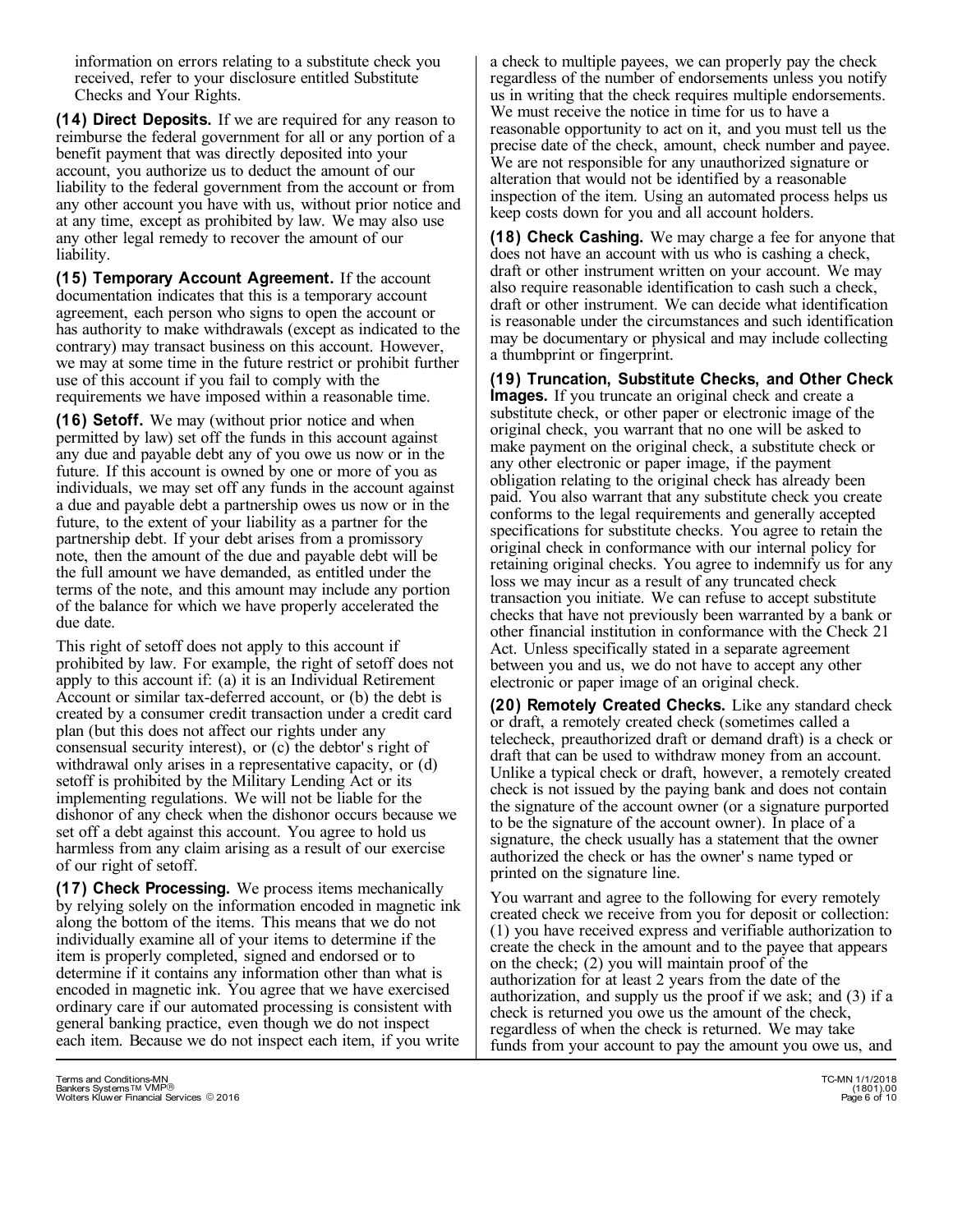information on errors relating to a substitute check you received, refer to your disclosure entitled Substitute Checks and Your Rights.

**(14) Direct Deposits.** If we are required for any reason to reimburse the federal government for all or any portion of a benefit payment that was directly deposited into your account, you authorize us to deduct the amount of our liability to the federal government from the account or from any other account you have with us, without prior notice and at any time, except as prohibited by law. We may also use any other legal remedy to recover the amount of our liability.

**(15) Temporary Account Agreement.** If the account documentation indicates that this is a temporary account agreement, each person who signs to open the account or has authority to make withdrawals (except as indicated to the contrary) may transact business on this account. However, we may at some time in the future restrict or prohibit further use of this account if you fail to comply with the requirements we have imposed within a reasonable time.

**(16) Setoff.** We may (without prior notice and when permitted by law) set off the funds in this account against any due and payable debt any of you owe us now or in the future. If this account is owned by one or more of you as individuals, we may set off any funds in the account against a due and payable debt a partnership owes us now or in the future, to the extent of your liability as a partner for the partnership debt. If your debt arises from a promissory note, then the amount of the due and payable debt will be the full amount we have demanded, as entitled under the terms of the note, and this amount may include any portion of the balance for which we have properly accelerated the due date.

This right of setoff does not apply to this account if prohibited by law. For example, the right of setoff does not apply to this account if: (a) it is an Individual Retirement Account or similar tax-deferred account, or (b) the debt is created by a consumer credit transaction under a credit card plan (but this does not affect our rights under any consensual security interest), or (c) the debtor's right of withdrawal only arises in a representative capacity, or (d) setoff is prohibited by the Military Lending Act or its implementing regulations. We will not be liable for the dishonor of any check when the dishonor occurs because we set off a debt against this account. You agree to hold us harmless from any claim arising as a result of our exercise of our right of setoff.

**(17) Check Processing.** We process items mechanically by relying solely on the information encoded in magnetic ink along the bottom of the items. This means that we do not individually examine all of your items to determine if the item is properly completed, signed and endorsed or to determine if it contains any information other than what is encoded in magnetic ink. You agree that we have exercised ordinary care if our automated processing is consistent with general banking practice, even though we do not inspect each item. Because we do not inspect each item, if you write a check to multiple payees, we can properly pay the check regardless of the number of endorsements unless you notify us in writing that the check requires multiple endorsements. We must receive the notice in time for us to have a reasonable opportunity to act on it, and you must tell us the precise date of the check, amount, check number and payee. We are not responsible for any unauthorized signature or alteration that would not be identified by a reasonable inspection of the item. Using an automated process helps us keep costs down for you and all account holders.

**(18) Check Cashing.** We may charge a fee for anyone that does not have an account with us who is cashing a check, draft or other instrument written on your account. We may also require reasonable identification to cash such a check, draft or other instrument. We can decide what identification is reasonable under the circumstances and such identification may be documentary or physical and may include collecting a thumbprint or fingerprint.

**(19) Truncation, Substitute Checks, and Other Check Images.** If you truncate an original check and create a substitute check, or other paper or electronic image of the original check, you warrant that no one will be asked to make payment on the original check, a substitute check or any other electronic or paper image, if the payment obligation relating to the original check has already been paid. You also warrant that any substitute check you create conforms to the legal requirements and generally accepted specifications for substitute checks. You agree to retain the original check in conformance with our internal policy for retaining original checks. You agree to indemnify us for any loss we may incur as a result of any truncated check transaction you initiate. We can refuse to accept substitute checks that have not previously been warranted by a bank or other financial institution in conformance with the Check 21 Act. Unless specifically stated in a separate agreement between you and us, we do not have to accept any other electronic or paper image of an original check.

**(20) Remotely Created Checks.** Like any standard check or draft, a remotely created check (sometimes called a telecheck, preauthorized draft or demand draft) is a check or draft that can be used to withdraw money from an account. Unlike a typical check or draft, however, a remotely created check is not issued by the paying bank and does not contain the signature of the account owner (or a signature purported to be the signature of the account owner). In place of a signature, the check usually has a statement that the owner authorized the check or has the owner's name typed or printed on the signature line.

You warrant and agree to the following for every remotely created check we receive from you for deposit or collection: (1) you have received express and verifiable authorization to create the check in the amount and to the payee that appears on the check; (2) you will maintain proof of the authorization for at least 2 years from the date of the authorization, and supply us the proof if we ask; and (3) if a check is returned you owe us the amount of the check, regardless of when the check is returned. We may take funds from your account to pay the amount you owe us, and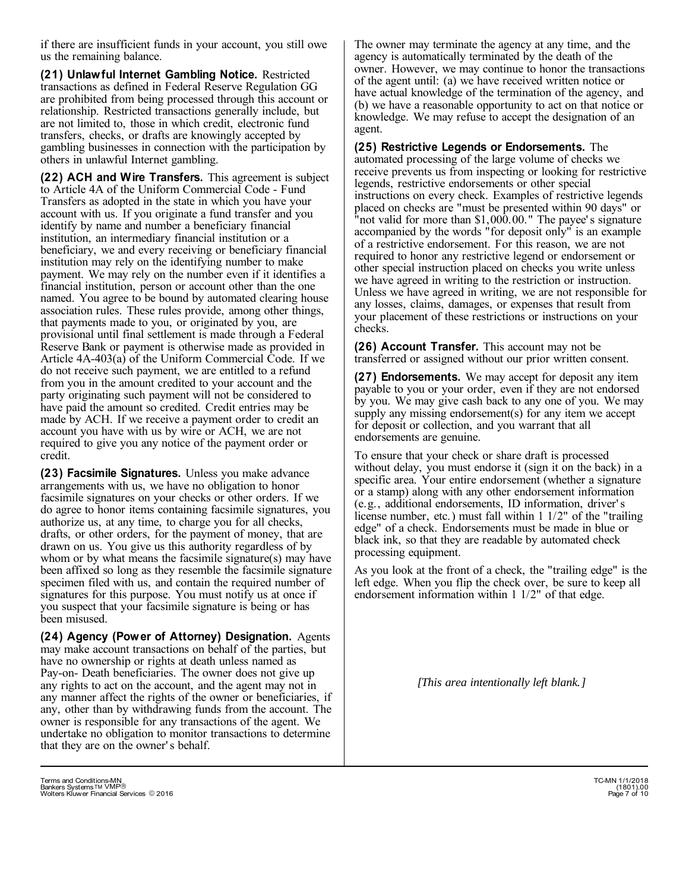if there are insufficient funds in your account, you still owe us the remaining balance.

**(21) Unlawful Internet Gambling Notice.** Restricted transactions as defined in Federal Reserve Regulation GG are prohibited from being processed through this account or relationship. Restricted transactions generally include, but are not limited to, those in which credit, electronic fund transfers, checks, or drafts are knowingly accepted by gambling businesses in connection with the participation by others in unlawful Internet gambling.

**(22) ACH and Wire Transfers.** This agreement is subject to Article 4A of the Uniform Commercial Code - Fund Transfers as adopted in the state in which you have your account with us. If you originate a fund transfer and you identify by name and number a beneficiary financial institution, an intermediary financial institution or a beneficiary, we and every receiving or beneficiary financial institution may rely on the identifying number to make payment. We may rely on the number even if it identifies a financial institution, person or account other than the one named. You agree to be bound by automated clearing house association rules. These rules provide, among other things, that payments made to you, or originated by you, are provisional until final settlement is made through a Federal Reserve Bank or payment is otherwise made as provided in Article 4A-403(a) of the Uniform Commercial Code. If we do not receive such payment, we are entitled to a refund from you in the amount credited to your account and the party originating such payment will not be considered to have paid the amount so credited. Credit entries may be made by ACH. If we receive a payment order to credit an account you have with us by wire or ACH, we are not required to give you any notice of the payment order or credit.

**(23) Facsimile Signatures.** Unless you make advance arrangements with us, we have no obligation to honor facsimile signatures on your checks or other orders. If we do agree to honor items containing facsimile signatures, you authorize us, at any time, to charge you for all checks, drafts, or other orders, for the payment of money, that are drawn on us. You give us this authority regardless of by whom or by what means the facsimile signature(s) may have been affixed so long as they resemble the facsimile signature specimen filed with us, and contain the required number of signatures for this purpose. You must notify us at once if you suspect that your facsimile signature is being or has been misused.

**(24) Agency (Power of Attorney) Designation.** Agents may make account transactions on behalf of the parties, but have no ownership or rights at death unless named as Pay-on- Death beneficiaries. The owner does not give up any rights to act on the account, and the agent may not in any manner affect the rights of the owner or beneficiaries, if any, other than by withdrawing funds from the account. The owner is responsible for any transactions of the agent. We undertake no obligation to monitor transactions to determine that they are on the owner's behalf.

The owner may terminate the agency at any time, and the agency is automatically terminated by the death of the owner. However, we may continue to honor the transactions of the agent until: (a) we have received written notice or have actual knowledge of the termination of the agency, and (b) we have a reasonable opportunity to act on that notice or knowledge. We may refuse to accept the designation of an agent.

**(25) Restrictive Legends or Endorsements.** The automated processing of the large volume of checks we receive prevents us from inspecting or looking for restrictive legends, restrictive endorsements or other special instructions on every check. Examples of restrictive legends placed on checks are "must be presented within 90 days" or "not valid for more than $1,000.00." The payee's signature accompanied by the words "for deposit only" is an example of a restrictive endorsement. For this reason, we are not required to honor any restrictive legend or endorsement or other special instruction placed on checks you write unless we have agreed in writing to the restriction or instruction. Unless we have agreed in writing, we are not responsible for any losses, claims, damages, or expenses that result from your placement of these restrictions or instructions on your checks.

**(26) Account Transfer.** This account may not be transferred or assigned without our prior written consent.

**(27) Endorsements.** We may accept for deposit any item payable to you or your order, even if they are not endorsed by you. We may give cash back to any one of you. We may supply any missing endorsement(s) for any item we accept for deposit or collection, and you warrant that all endorsements are genuine.

To ensure that your check or share draft is processed without delay, you must endorse it (sign it on the back) in a specific area. Your entire endorsement (whether a signature or a stamp) along with any other endorsement information (e.g., additional endorsements, ID information, driver's license number, etc.) must fall within 1 1/2" of the "trailing edge" of a check. Endorsements must be made in blue or black ink, so that they are readable by automated check processing equipment.

As you look at the front of a check, the "trailing edge" is the left edge. When you flip the check over, be sure to keep all endorsement information within 1 1/2" of that edge.

*[This area intentionally left blank.]*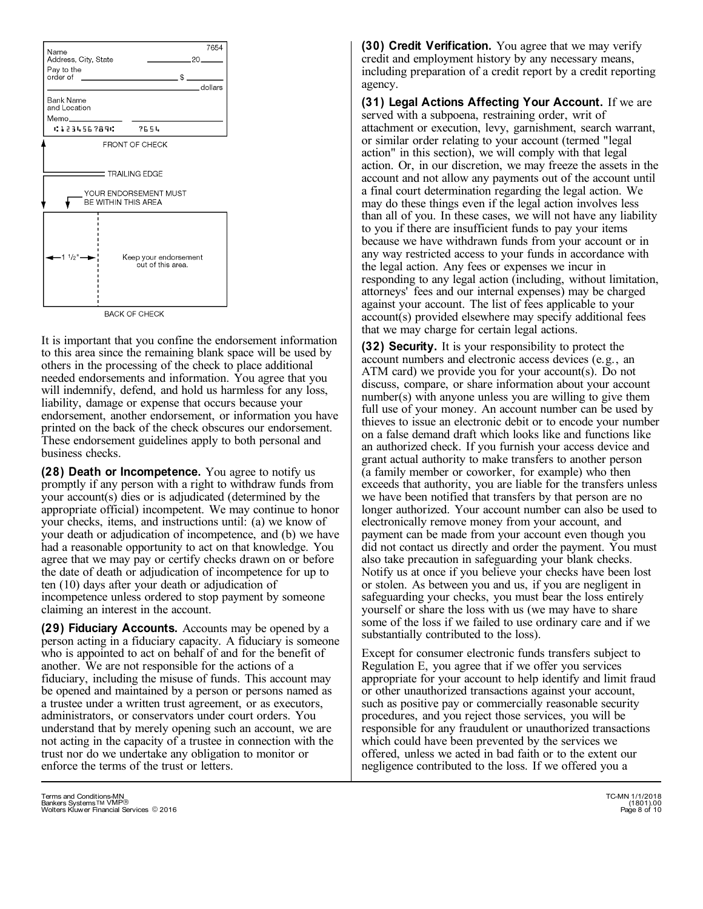Name
Address, City, State
Pay to the order of
Bank Name and Location
Memo

7654
20
$
dollars

⑆123456789⑆ 7654

FRONT OF CHECK

TRAILING EDGE

YOUR ENDORSEMENT MUST BE WITHIN THIS AREA

1 1/2"

Keep your endorsement out of this area.

BACK OF CHECK

It is important that you confine the endorsement information to this area since the remaining blank space will be used by others in the processing of the check to place additional needed endorsements and information. You agree that you will indemnify, defend, and hold us harmless for any loss, liability, damage or expense that occurs because your endorsement, another endorsement, or information you have printed on the back of the check obscures our endorsement. These endorsement guidelines apply to both personal and business checks.

**(28) Death or Incompetence.** You agree to notify us promptly if any person with a right to withdraw funds from your account(s) dies or is adjudicated (determined by the appropriate official) incompetent. We may continue to honor your checks, items, and instructions until: (a) we know of your death or adjudication of incompetence, and (b) we have had a reasonable opportunity to act on that knowledge. You agree that we may pay or certify checks drawn on or before the date of death or adjudication of incompetence for up to ten (10) days after your death or adjudication of incompetence unless ordered to stop payment by someone claiming an interest in the account.

**(29) Fiduciary Accounts.** Accounts may be opened by a person acting in a fiduciary capacity. A fiduciary is someone who is appointed to act on behalf of and for the benefit of another. We are not responsible for the actions of a fiduciary, including the misuse of funds. This account may be opened and maintained by a person or persons named as a trustee under a written trust agreement, or as executors, administrators, or conservators under court orders. You understand that by merely opening such an account, we are not acting in the capacity of a trustee in connection with the trust nor do we undertake any obligation to monitor or enforce the terms of the trust or letters.

**(30) Credit Verification.** You agree that we may verify credit and employment history by any necessary means, including preparation of a credit report by a credit reporting agency.

**(31) Legal Actions Affecting Your Account.** If we are served with a subpoena, restraining order, writ of attachment or execution, levy, garnishment, search warrant, or similar order relating to your account (termed "legal action" in this section), we will comply with that legal action. Or, in our discretion, we may freeze the assets in the account and not allow any payments out of the account until a final court determination regarding the legal action. We may do these things even if the legal action involves less than all of you. In these cases, we will not have any liability to you if there are insufficient funds to pay your items because we have withdrawn funds from your account or in any way restricted access to your funds in accordance with the legal action. Any fees or expenses we incur in responding to any legal action (including, without limitation, attorneys' fees and our internal expenses) may be charged against your account. The list of fees applicable to your account(s) provided elsewhere may specify additional fees that we may charge for certain legal actions.

**(32) Security.** It is your responsibility to protect the account numbers and electronic access devices (e.g., an ATM card) we provide you for your account(s). Do not discuss, compare, or share information about your account number(s) with anyone unless you are willing to give them full use of your money. An account number can be used by thieves to issue an electronic debit or to encode your number on a false demand draft which looks like and functions like an authorized check. If you furnish your access device and grant actual authority to make transfers to another person (a family member or coworker, for example) who then exceeds that authority, you are liable for the transfers unless we have been notified that transfers by that person are no longer authorized. Your account number can also be used to electronically remove money from your account, and payment can be made from your account even though you did not contact us directly and order the payment. You must also take precaution in safeguarding your blank checks. Notify us at once if you believe your checks have been lost or stolen. As between you and us, if you are negligent in safeguarding your checks, you must bear the loss entirely yourself or share the loss with us (we may have to share some of the loss if we failed to use ordinary care and if we substantially contributed to the loss).

Except for consumer electronic funds transfers subject to Regulation E, you agree that if we offer you services appropriate for your account to help identify and limit fraud or other unauthorized transactions against your account, such as positive pay or commercially reasonable security procedures, and you reject those services, you will be responsible for any fraudulent or unauthorized transactions which could have been prevented by the services we offered, unless we acted in bad faith or to the extent our negligence contributed to the loss. If we offered you a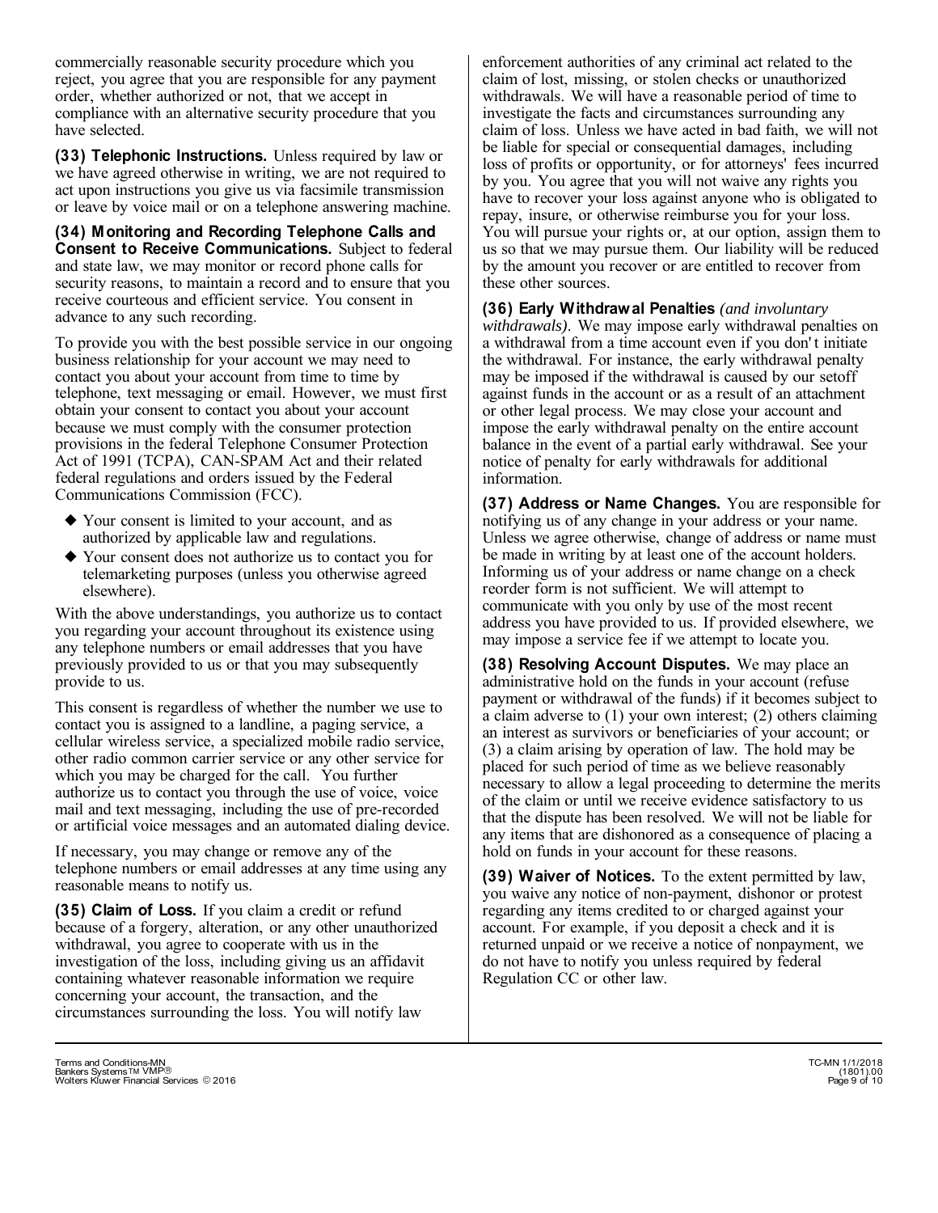commercially reasonable security procedure which you reject, you agree that you are responsible for any payment order, whether authorized or not, that we accept in compliance with an alternative security procedure that you have selected.

**(33) Telephonic Instructions.** Unless required by law or we have agreed otherwise in writing, we are not required to act upon instructions you give us via facsimile transmission or leave by voice mail or on a telephone answering machine.

**(34) Monitoring and Recording Telephone Calls and Consent to Receive Communications.** Subject to federal and state law, we may monitor or record phone calls for security reasons, to maintain a record and to ensure that you receive courteous and efficient service. You consent in advance to any such recording.

To provide you with the best possible service in our ongoing business relationship for your account we may need to contact you about your account from time to time by telephone, text messaging or email. However, we must first obtain your consent to contact you about your account because we must comply with the consumer protection provisions in the federal Telephone Consumer Protection Act of 1991 (TCPA), CAN-SPAM Act and their related federal regulations and orders issued by the Federal Communications Commission (FCC).

- Your consent is limited to your account, and as authorized by applicable law and regulations.
- Your consent does not authorize us to contact you for telemarketing purposes (unless you otherwise agreed elsewhere).

With the above understandings, you authorize us to contact you regarding your account throughout its existence using any telephone numbers or email addresses that you have previously provided to us or that you may subsequently provide to us.

This consent is regardless of whether the number we use to contact you is assigned to a landline, a paging service, a cellular wireless service, a specialized mobile radio service, other radio common carrier service or any other service for which you may be charged for the call. You further authorize us to contact you through the use of voice, voice mail and text messaging, including the use of pre-recorded or artificial voice messages and an automated dialing device.

If necessary, you may change or remove any of the telephone numbers or email addresses at any time using any reasonable means to notify us.

**(35) Claim of Loss.** If you claim a credit or refund because of a forgery, alteration, or any other unauthorized withdrawal, you agree to cooperate with us in the investigation of the loss, including giving us an affidavit containing whatever reasonable information we require concerning your account, the transaction, and the circumstances surrounding the loss. You will notify law enforcement authorities of any criminal act related to the claim of lost, missing, or stolen checks or unauthorized withdrawals. We will have a reasonable period of time to investigate the facts and circumstances surrounding any claim of loss. Unless we have acted in bad faith, we will not be liable for special or consequential damages, including loss of profits or opportunity, or for attorneys' fees incurred by you. You agree that you will not waive any rights you have to recover your loss against anyone who is obligated to repay, insure, or otherwise reimburse you for your loss. You will pursue your rights or, at our option, assign them to us so that we may pursue them. Our liability will be reduced by the amount you recover or are entitled to recover from these other sources.

**(36) Early Withdrawal Penalties** *(and involuntary withdrawals)*. We may impose early withdrawal penalties on a withdrawal from a time account even if you don't initiate the withdrawal. For instance, the early withdrawal penalty may be imposed if the withdrawal is caused by our setoff against funds in the account or as a result of an attachment or other legal process. We may close your account and impose the early withdrawal penalty on the entire account balance in the event of a partial early withdrawal. See your notice of penalty for early withdrawals for additional information.

**(37) Address or Name Changes.** You are responsible for notifying us of any change in your address or your name. Unless we agree otherwise, change of address or name must be made in writing by at least one of the account holders. Informing us of your address or name change on a check reorder form is not sufficient. We will attempt to communicate with you only by use of the most recent address you have provided to us. If provided elsewhere, we may impose a service fee if we attempt to locate you.

**(38) Resolving Account Disputes.** We may place an administrative hold on the funds in your account (refuse payment or withdrawal of the funds) if it becomes subject to a claim adverse to (1) your own interest; (2) others claiming an interest as survivors or beneficiaries of your account; or (3) a claim arising by operation of law. The hold may be placed for such period of time as we believe reasonably necessary to allow a legal proceeding to determine the merits of the claim or until we receive evidence satisfactory to us that the dispute has been resolved. We will not be liable for any items that are dishonored as a consequence of placing a hold on funds in your account for these reasons.

**(39) Waiver of Notices.** To the extent permitted by law, you waive any notice of non-payment, dishonor or protest regarding any items credited to or charged against your account. For example, if you deposit a check and it is returned unpaid or we receive a notice of nonpayment, we do not have to notify you unless required by federal Regulation CC or other law.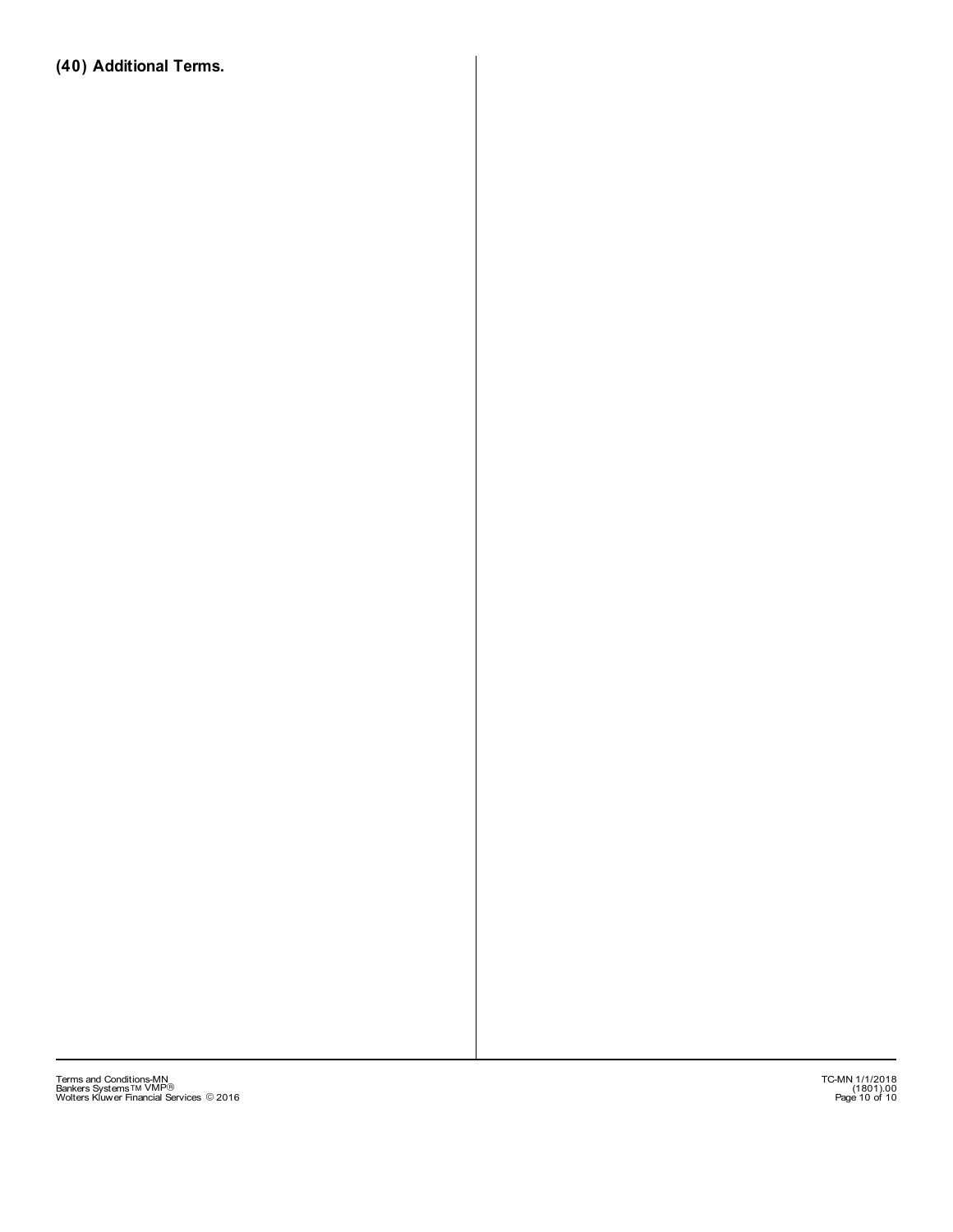**(40) Additional Terms.**